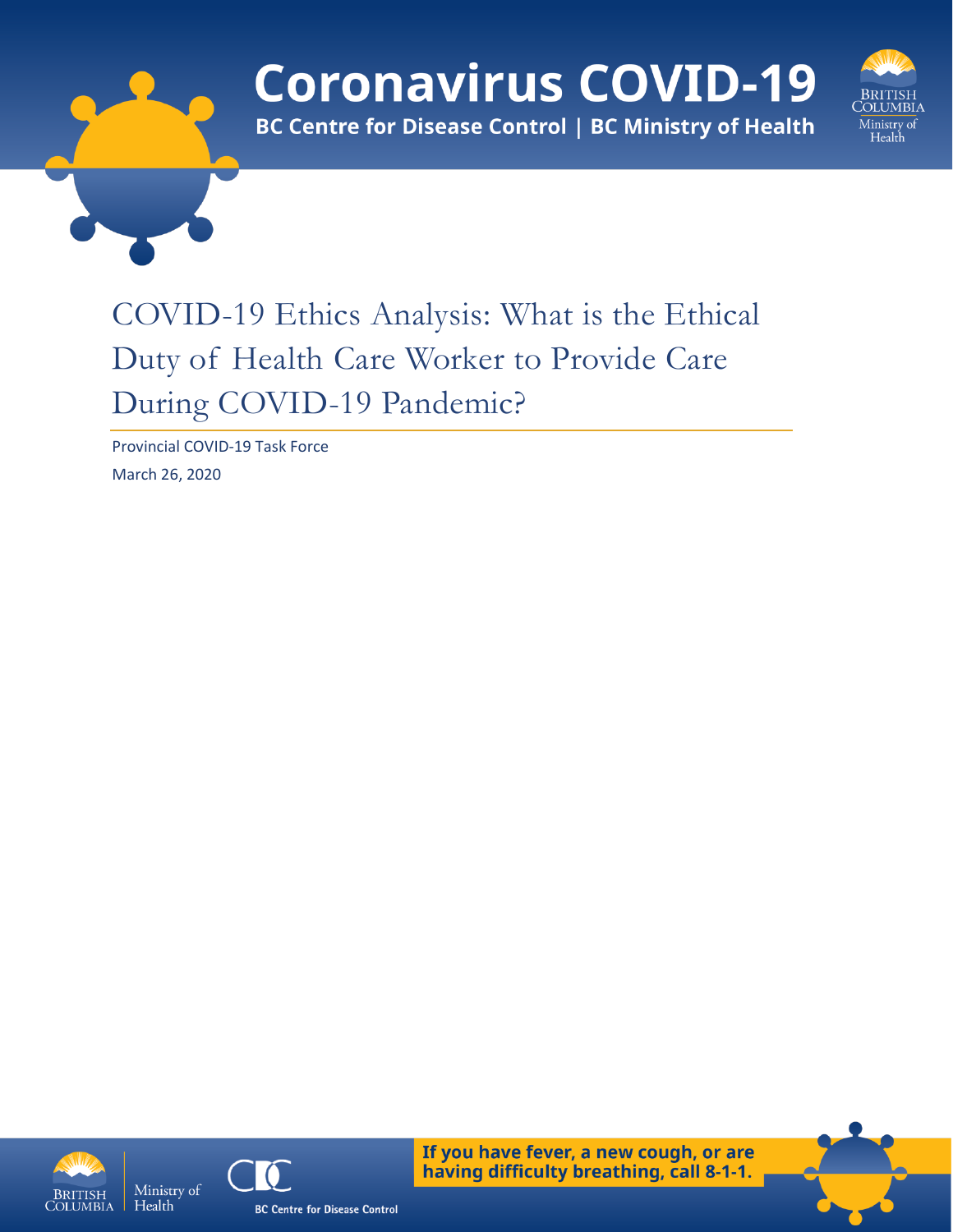# Coronavirus COVID-19

**BC Centre for Disease Control | BC Ministry of Health**

# COVID-19 Ethics Analysis: What is the Ethical Duty of Health Care Worker to Provide Care During COVID-19 Pandemic?

Provincial COVID-19 Task Force

March 26, 2020

**If you have fever, a new cough, or are having difficulty breathing, call 8-1-1.**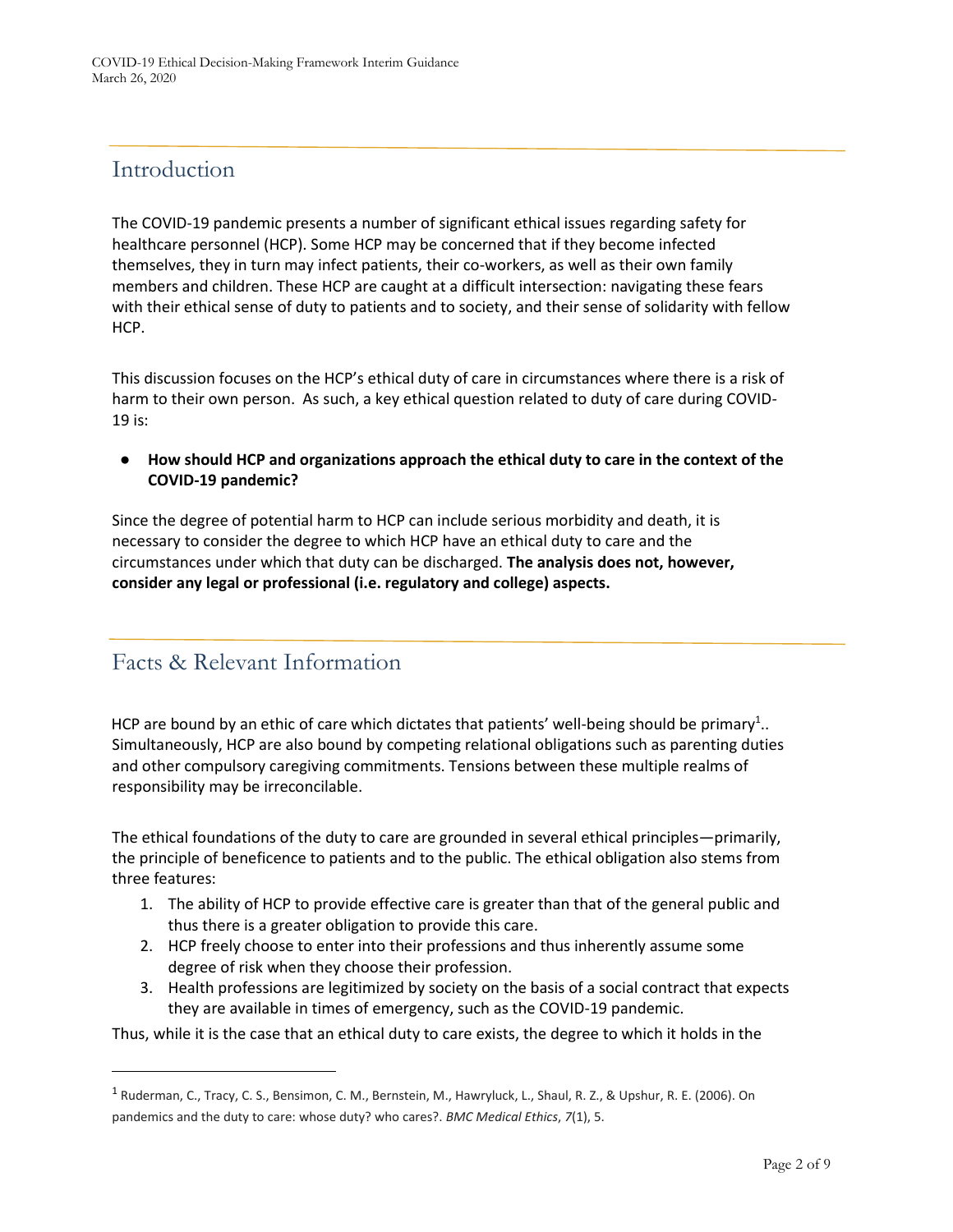## Introduction

The COVID-19 pandemic presents a number of significant ethical issues regarding safety for healthcare personnel (HCP). Some HCP may be concerned that if they become infected themselves, they in turn may infect patients, their co-workers, as well as their own family members and children. These HCP are caught at a difficult intersection: navigating these fears with their ethical sense of duty to patients and to society, and their sense of solidarity with fellow HCP.

This discussion focuses on the HCP's ethical duty of care in circumstances where there is a risk of harm to their own person. As such, a key ethical question related to duty of care during COVID-19 is:

- **How should HCP and organizations approach the ethical duty to care in the context of the COVID-19 pandemic?**

Since the degree of potential harm to HCP can include serious morbidity and death, it is necessary to consider the degree to which HCP have an ethical duty to care and the circumstances under which that duty can be discharged. **The analysis does not, however, consider any legal or professional (i.e. regulatory and college) aspects.**

## Facts & Relevant Information

HCP are bound by an ethic of care which dictates that patients' well-being should be primary[1].. Simultaneously, HCP are also bound by competing relational obligations such as parenting duties and other compulsory caregiving commitments. Tensions between these multiple realms of responsibility may be irreconcilable.

The ethical foundations of the duty to care are grounded in several ethical principles—primarily, the principle of beneficence to patients and to the public. The ethical obligation also stems from three features:

1. The ability of HCP to provide effective care is greater than that of the general public and thus there is a greater obligation to provide this care.
2. HCP freely choose to enter into their professions and thus inherently assume some degree of risk when they choose their profession.
3. Health professions are legitimized by society on the basis of a social contract that expects they are available in times of emergency, such as the COVID-19 pandemic.

Thus, while it is the case that an ethical duty to care exists, the degree to which it holds in the

[1] Ruderman, C., Tracy, C. S., Bensimon, C. M., Bernstein, M., Hawryluck, L., Shaul, R. Z., & Upshur, R. E. (2006). On pandemics and the duty to care: whose duty? who cares?. *BMC Medical Ethics*, *7*(1), 5.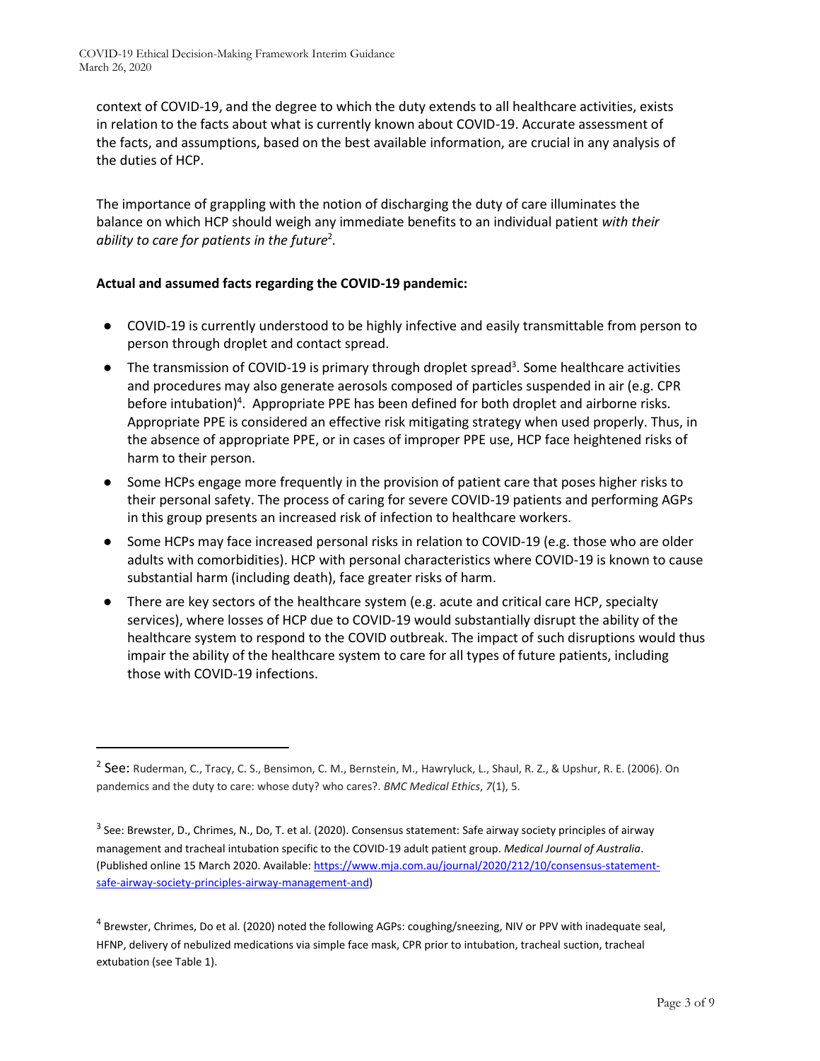context of COVID-19, and the degree to which the duty extends to all healthcare activities, exists in relation to the facts about what is currently known about COVID-19. Accurate assessment of the facts, and assumptions, based on the best available information, are crucial in any analysis of the duties of HCP.

The importance of grappling with the notion of discharging the duty of care illuminates the balance on which HCP should weigh any immediate benefits to an individual patient *with their ability to care for patients in the future*[2].

**Actual and assumed facts regarding the COVID-19 pandemic:**

- COVID-19 is currently understood to be highly infective and easily transmittable from person to person through droplet and contact spread.
- The transmission of COVID-19 is primary through droplet spread[3]. Some healthcare activities and procedures may also generate aerosols composed of particles suspended in air (e.g. CPR before intubation)[4]. Appropriate PPE has been defined for both droplet and airborne risks. Appropriate PPE is considered an effective risk mitigating strategy when used properly. Thus, in the absence of appropriate PPE, or in cases of improper PPE use, HCP face heightened risks of harm to their person.
- Some HCPs engage more frequently in the provision of patient care that poses higher risks to their personal safety. The process of caring for severe COVID-19 patients and performing AGPs in this group presents an increased risk of infection to healthcare workers.
- Some HCPs may face increased personal risks in relation to COVID-19 (e.g. those who are older adults with comorbidities). HCP with personal characteristics where COVID-19 is known to cause substantial harm (including death), face greater risks of harm.
- There are key sectors of the healthcare system (e.g. acute and critical care HCP, specialty services), where losses of HCP due to COVID-19 would substantially disrupt the ability of the healthcare system to respond to the COVID outbreak. The impact of such disruptions would thus impair the ability of the healthcare system to care for all types of future patients, including those with COVID-19 infections.

---

[2] See: Ruderman, C., Tracy, C. S., Bensimon, C. M., Bernstein, M., Hawryluck, L., Shaul, R. Z., & Upshur, R. E. (2006). On pandemics and the duty to care: whose duty? who cares?. *BMC Medical Ethics*, *7*(1), 5.

[3] See: Brewster, D., Chrimes, N., Do, T. et al. (2020). Consensus statement: Safe airway society principles of airway management and tracheal intubation specific to the COVID-19 adult patient group. *Medical Journal of Australia*. (Published online 15 March 2020. Available: https://www.mja.com.au/journal/2020/212/10/consensus-statement-safe-airway-society-principles-airway-management-and)

[4] Brewster, Chrimes, Do et al. (2020) noted the following AGPs: coughing/sneezing, NIV or PPV with inadequate seal, HFNP, delivery of nebulized medications via simple face mask, CPR prior to intubation, tracheal suction, tracheal extubation (see Table 1).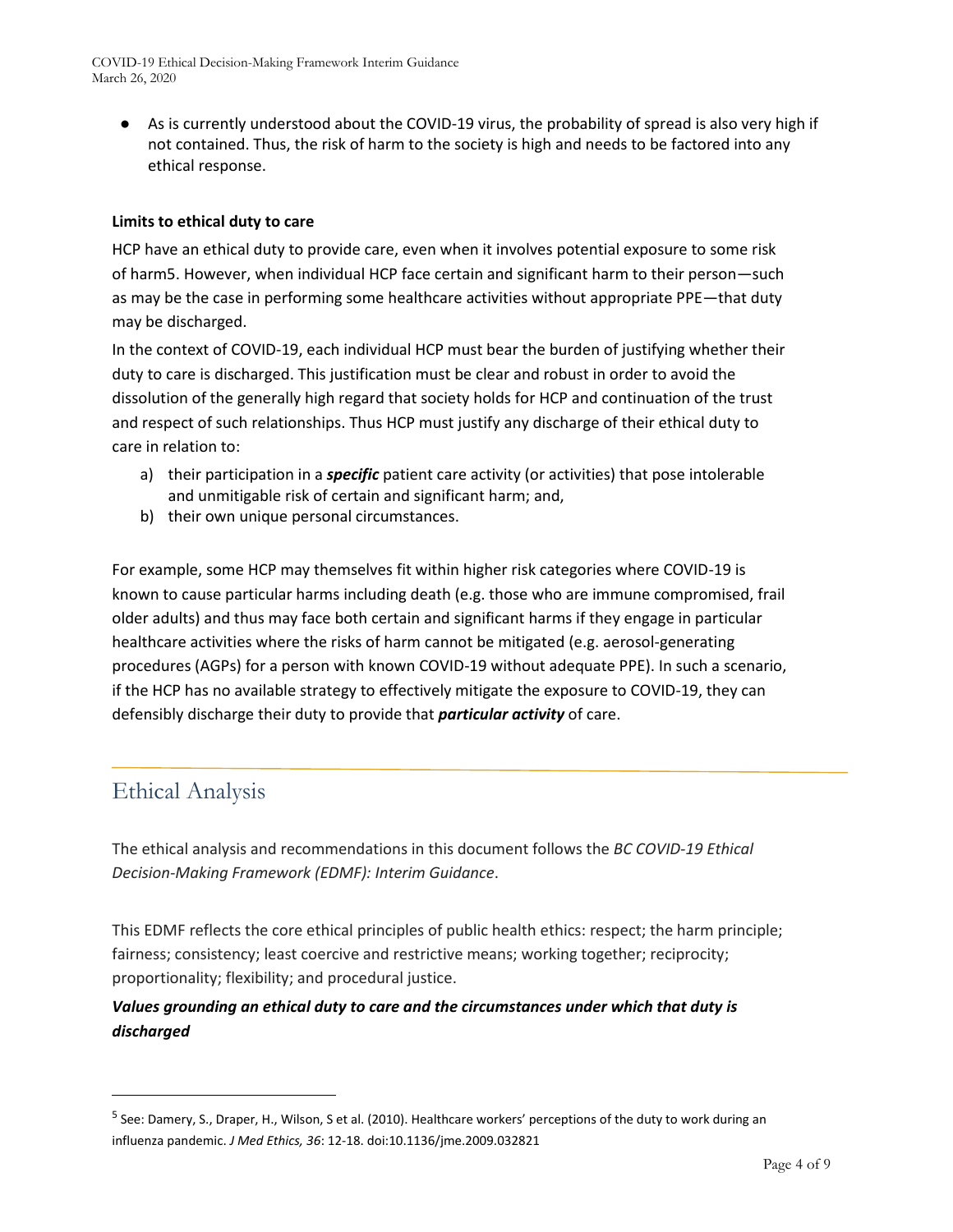- As is currently understood about the COVID-19 virus, the probability of spread is also very high if not contained. Thus, the risk of harm to the society is high and needs to be factored into any ethical response.

**Limits to ethical duty to care**

HCP have an ethical duty to provide care, even when it involves potential exposure to some risk of harm[5]. However, when individual HCP face certain and significant harm to their person—such as may be the case in performing some healthcare activities without appropriate PPE—that duty may be discharged.

In the context of COVID-19, each individual HCP must bear the burden of justifying whether their duty to care is discharged. This justification must be clear and robust in order to avoid the dissolution of the generally high regard that society holds for HCP and continuation of the trust and respect of such relationships. Thus HCP must justify any discharge of their ethical duty to care in relation to:

a) their participation in a ***specific*** patient care activity (or activities) that pose intolerable and unmitigable risk of certain and significant harm; and,
b) their own unique personal circumstances.

For example, some HCP may themselves fit within higher risk categories where COVID-19 is known to cause particular harms including death (e.g. those who are immune compromised, frail older adults) and thus may face both certain and significant harms if they engage in particular healthcare activities where the risks of harm cannot be mitigated (e.g. aerosol-generating procedures (AGPs) for a person with known COVID-19 without adequate PPE). In such a scenario, if the HCP has no available strategy to effectively mitigate the exposure to COVID-19, they can defensibly discharge their duty to provide that ***particular activity*** of care.

## Ethical Analysis

The ethical analysis and recommendations in this document follows the *BC COVID-19 Ethical Decision-Making Framework (EDMF): Interim Guidance*.

This EDMF reflects the core ethical principles of public health ethics: respect; the harm principle; fairness; consistency; least coercive and restrictive means; working together; reciprocity; proportionality; flexibility; and procedural justice.

***Values grounding an ethical duty to care and the circumstances under which that duty is discharged***

---

[5] See: Damery, S., Draper, H., Wilson, S et al. (2010). Healthcare workers' perceptions of the duty to work during an influenza pandemic. *J Med Ethics, 36*: 12-18. doi:10.1136/jme.2009.032821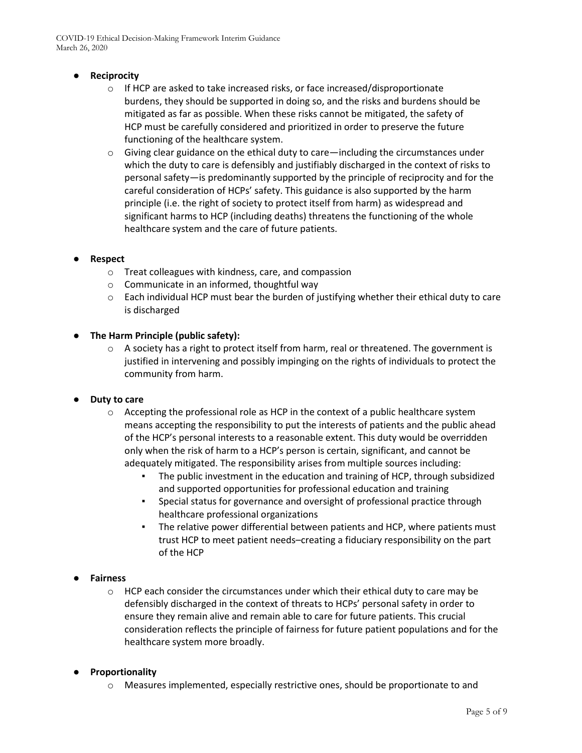- **Reciprocity**
    - If HCP are asked to take increased risks, or face increased/disproportionate burdens, they should be supported in doing so, and the risks and burdens should be mitigated as far as possible. When these risks cannot be mitigated, the safety of HCP must be carefully considered and prioritized in order to preserve the future functioning of the healthcare system.
    - Giving clear guidance on the ethical duty to care—including the circumstances under which the duty to care is defensibly and justifiably discharged in the context of risks to personal safety—is predominantly supported by the principle of reciprocity and for the careful consideration of HCPs' safety. This guidance is also supported by the harm principle (i.e. the right of society to protect itself from harm) as widespread and significant harms to HCP (including deaths) threatens the functioning of the whole healthcare system and the care of future patients.

- **Respect**
    - Treat colleagues with kindness, care, and compassion
    - Communicate in an informed, thoughtful way
    - Each individual HCP must bear the burden of justifying whether their ethical duty to care is discharged

- **The Harm Principle (public safety):**
    - A society has a right to protect itself from harm, real or threatened. The government is justified in intervening and possibly impinging on the rights of individuals to protect the community from harm.

- **Duty to care**
    - Accepting the professional role as HCP in the context of a public healthcare system means accepting the responsibility to put the interests of patients and the public ahead of the HCP's personal interests to a reasonable extent. This duty would be overridden only when the risk of harm to a HCP's person is certain, significant, and cannot be adequately mitigated. The responsibility arises from multiple sources including:
        - The public investment in the education and training of HCP, through subsidized and supported opportunities for professional education and training
        - Special status for governance and oversight of professional practice through healthcare professional organizations
        - The relative power differential between patients and HCP, where patients must trust HCP to meet patient needs–creating a fiduciary responsibility on the part of the HCP

- **Fairness**
    - HCP each consider the circumstances under which their ethical duty to care may be defensibly discharged in the context of threats to HCPs' personal safety in order to ensure they remain alive and remain able to care for future patients. This crucial consideration reflects the principle of fairness for future patient populations and for the healthcare system more broadly.

- **Proportionality**
    - Measures implemented, especially restrictive ones, should be proportionate to and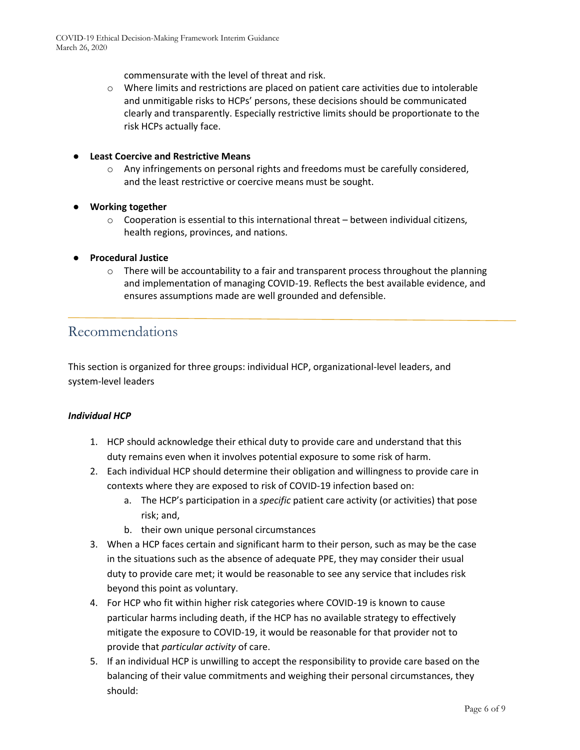commensurate with the level of threat and risk.

- Where limits and restrictions are placed on patient care activities due to intolerable and unmitigable risks to HCPs' persons, these decisions should be communicated clearly and transparently. Especially restrictive limits should be proportionate to the risk HCPs actually face.

- **Least Coercive and Restrictive Means**
  - Any infringements on personal rights and freedoms must be carefully considered, and the least restrictive or coercive means must be sought.

- **Working together**
  - Cooperation is essential to this international threat – between individual citizens, health regions, provinces, and nations.

- **Procedural Justice**
  - There will be accountability to a fair and transparent process throughout the planning and implementation of managing COVID-19. Reflects the best available evidence, and ensures assumptions made are well grounded and defensible.

---

## Recommendations

This section is organized for three groups: individual HCP, organizational-level leaders, and system-level leaders

***Individual HCP***

1. HCP should acknowledge their ethical duty to provide care and understand that this duty remains even when it involves potential exposure to some risk of harm.
2. Each individual HCP should determine their obligation and willingness to provide care in contexts where they are exposed to risk of COVID-19 infection based on:
   a. The HCP's participation in a *specific* patient care activity (or activities) that pose risk; and,
   b. their own unique personal circumstances
3. When a HCP faces certain and significant harm to their person, such as may be the case in the situations such as the absence of adequate PPE, they may consider their usual duty to provide care met; it would be reasonable to see any service that includes risk beyond this point as voluntary.
4. For HCP who fit within higher risk categories where COVID-19 is known to cause particular harms including death, if the HCP has no available strategy to effectively mitigate the exposure to COVID-19, it would be reasonable for that provider not to provide that *particular activity* of care.
5. If an individual HCP is unwilling to accept the responsibility to provide care based on the balancing of their value commitments and weighing their personal circumstances, they should: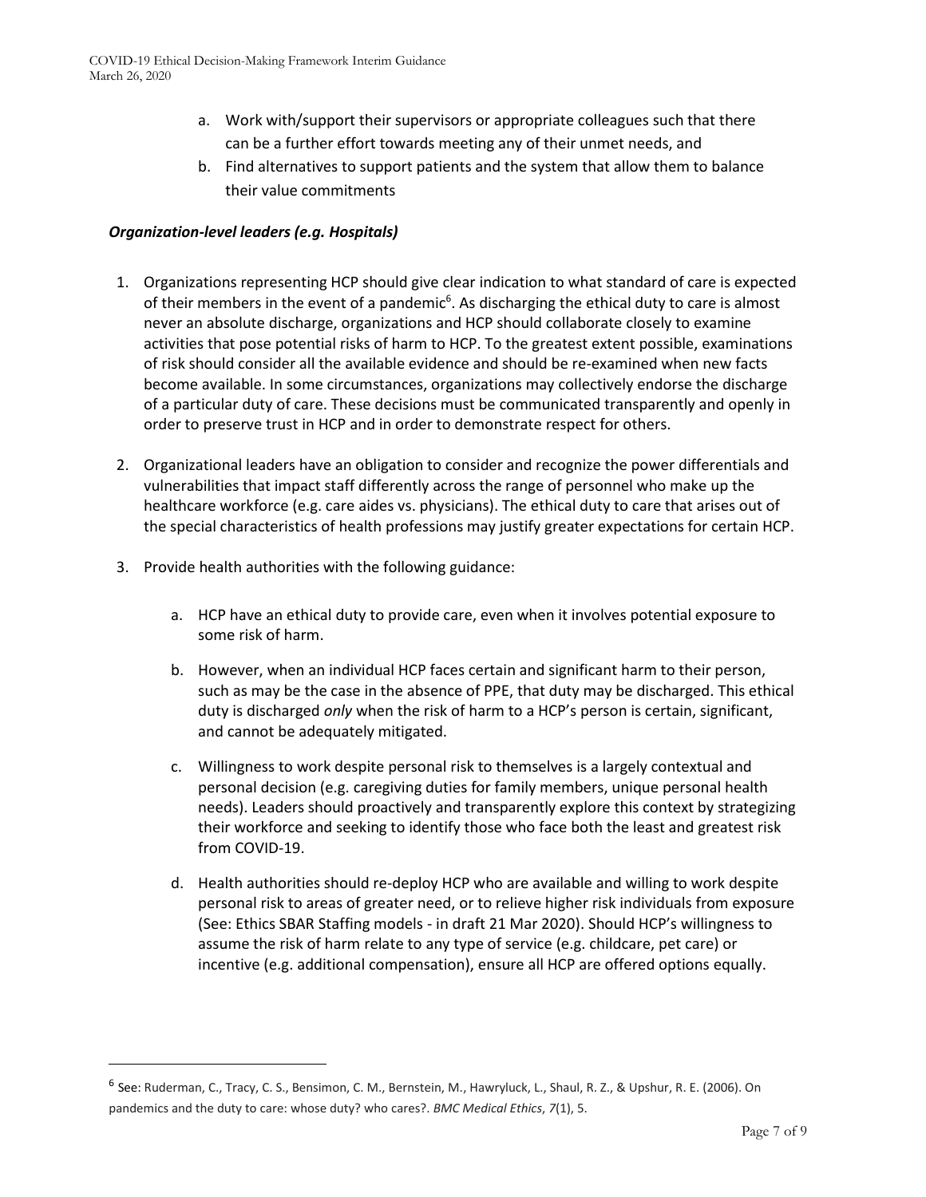a. Work with/support their supervisors or appropriate colleagues such that there can be a further effort towards meeting any of their unmet needs, and
b. Find alternatives to support patients and the system that allow them to balance their value commitments

***Organization-level leaders (e.g. Hospitals)***

1. Organizations representing HCP should give clear indication to what standard of care is expected of their members in the event of a pandemic[6]. As discharging the ethical duty to care is almost never an absolute discharge, organizations and HCP should collaborate closely to examine activities that pose potential risks of harm to HCP. To the greatest extent possible, examinations of risk should consider all the available evidence and should be re-examined when new facts become available. In some circumstances, organizations may collectively endorse the discharge of a particular duty of care. These decisions must be communicated transparently and openly in order to preserve trust in HCP and in order to demonstrate respect for others.

2. Organizational leaders have an obligation to consider and recognize the power differentials and vulnerabilities that impact staff differently across the range of personnel who make up the healthcare workforce (e.g. care aides vs. physicians). The ethical duty to care that arises out of the special characteristics of health professions may justify greater expectations for certain HCP.

3. Provide health authorities with the following guidance:

   a. HCP have an ethical duty to provide care, even when it involves potential exposure to some risk of harm.

   b. However, when an individual HCP faces certain and significant harm to their person, such as may be the case in the absence of PPE, that duty may be discharged. This ethical duty is discharged *only* when the risk of harm to a HCP's person is certain, significant, and cannot be adequately mitigated.

   c. Willingness to work despite personal risk to themselves is a largely contextual and personal decision (e.g. caregiving duties for family members, unique personal health needs). Leaders should proactively and transparently explore this context by strategizing their workforce and seeking to identify those who face both the least and greatest risk from COVID-19.

   d. Health authorities should re-deploy HCP who are available and willing to work despite personal risk to areas of greater need, or to relieve higher risk individuals from exposure (See: Ethics SBAR Staffing models - in draft 21 Mar 2020). Should HCP's willingness to assume the risk of harm relate to any type of service (e.g. childcare, pet care) or incentive (e.g. additional compensation), ensure all HCP are offered options equally.

---

[6] See: Ruderman, C., Tracy, C. S., Bensimon, C. M., Bernstein, M., Hawryluck, L., Shaul, R. Z., & Upshur, R. E. (2006). On pandemics and the duty to care: whose duty? who cares?. *BMC Medical Ethics*, *7*(1), 5.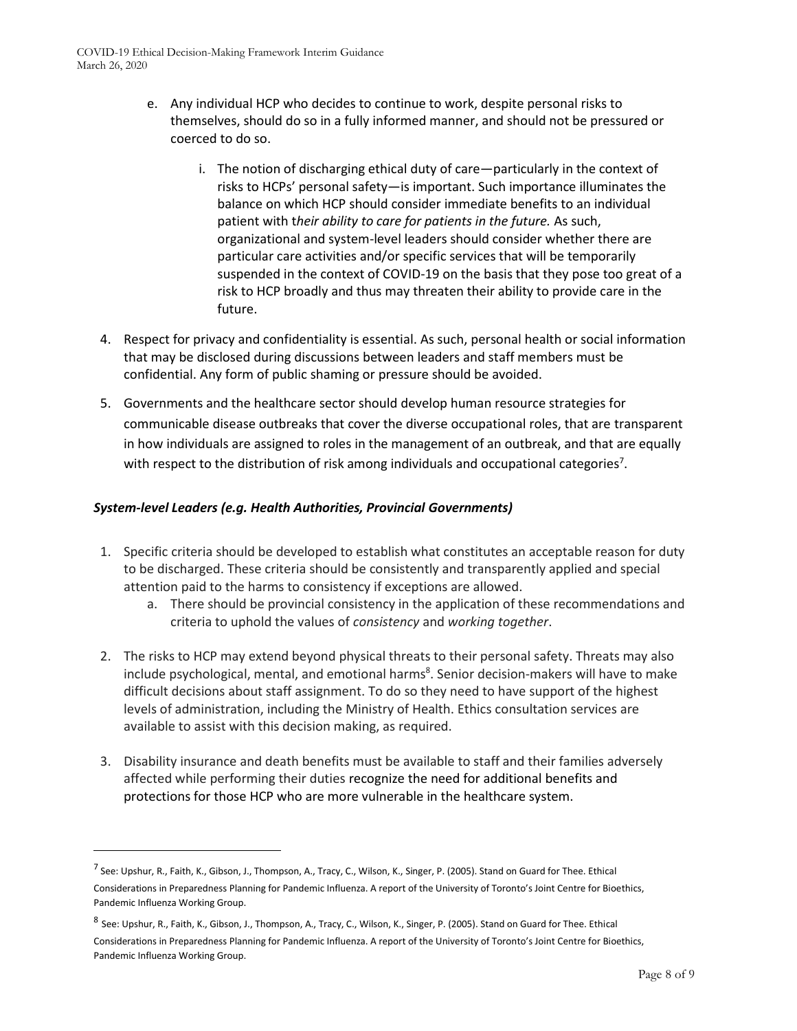e. Any individual HCP who decides to continue to work, despite personal risks to themselves, should do so in a fully informed manner, and should not be pressured or coerced to do so.

   i. The notion of discharging ethical duty of care—particularly in the context of risks to HCPs' personal safety—is important. Such importance illuminates the balance on which HCP should consider immediate benefits to an individual patient with t*heir ability to care for patients in the future.* As such, organizational and system-level leaders should consider whether there are particular care activities and/or specific services that will be temporarily suspended in the context of COVID-19 on the basis that they pose too great of a risk to HCP broadly and thus may threaten their ability to provide care in the future.

4. Respect for privacy and confidentiality is essential. As such, personal health or social information that may be disclosed during discussions between leaders and staff members must be confidential. Any form of public shaming or pressure should be avoided.

5. Governments and the healthcare sector should develop human resource strategies for communicable disease outbreaks that cover the diverse occupational roles, that are transparent in how individuals are assigned to roles in the management of an outbreak, and that are equally with respect to the distribution of risk among individuals and occupational categories[7].

### *System-level Leaders (e.g. Health Authorities, Provincial Governments)*

1. Specific criteria should be developed to establish what constitutes an acceptable reason for duty to be discharged. These criteria should be consistently and transparently applied and special attention paid to the harms to consistency if exceptions are allowed.
   a. There should be provincial consistency in the application of these recommendations and criteria to uphold the values of *consistency* and *working together*.

2. The risks to HCP may extend beyond physical threats to their personal safety. Threats may also include psychological, mental, and emotional harms[8]. Senior decision-makers will have to make difficult decisions about staff assignment. To do so they need to have support of the highest levels of administration, including the Ministry of Health. Ethics consultation services are available to assist with this decision making, as required.

3. Disability insurance and death benefits must be available to staff and their families adversely affected while performing their duties recognize the need for additional benefits and protections for those HCP who are more vulnerable in the healthcare system.

---

[7] See: Upshur, R., Faith, K., Gibson, J., Thompson, A., Tracy, C., Wilson, K., Singer, P. (2005). Stand on Guard for Thee. Ethical Considerations in Preparedness Planning for Pandemic Influenza. A report of the University of Toronto's Joint Centre for Bioethics, Pandemic Influenza Working Group.

[8] See: Upshur, R., Faith, K., Gibson, J., Thompson, A., Tracy, C., Wilson, K., Singer, P. (2005). Stand on Guard for Thee. Ethical Considerations in Preparedness Planning for Pandemic Influenza. A report of the University of Toronto's Joint Centre for Bioethics, Pandemic Influenza Working Group.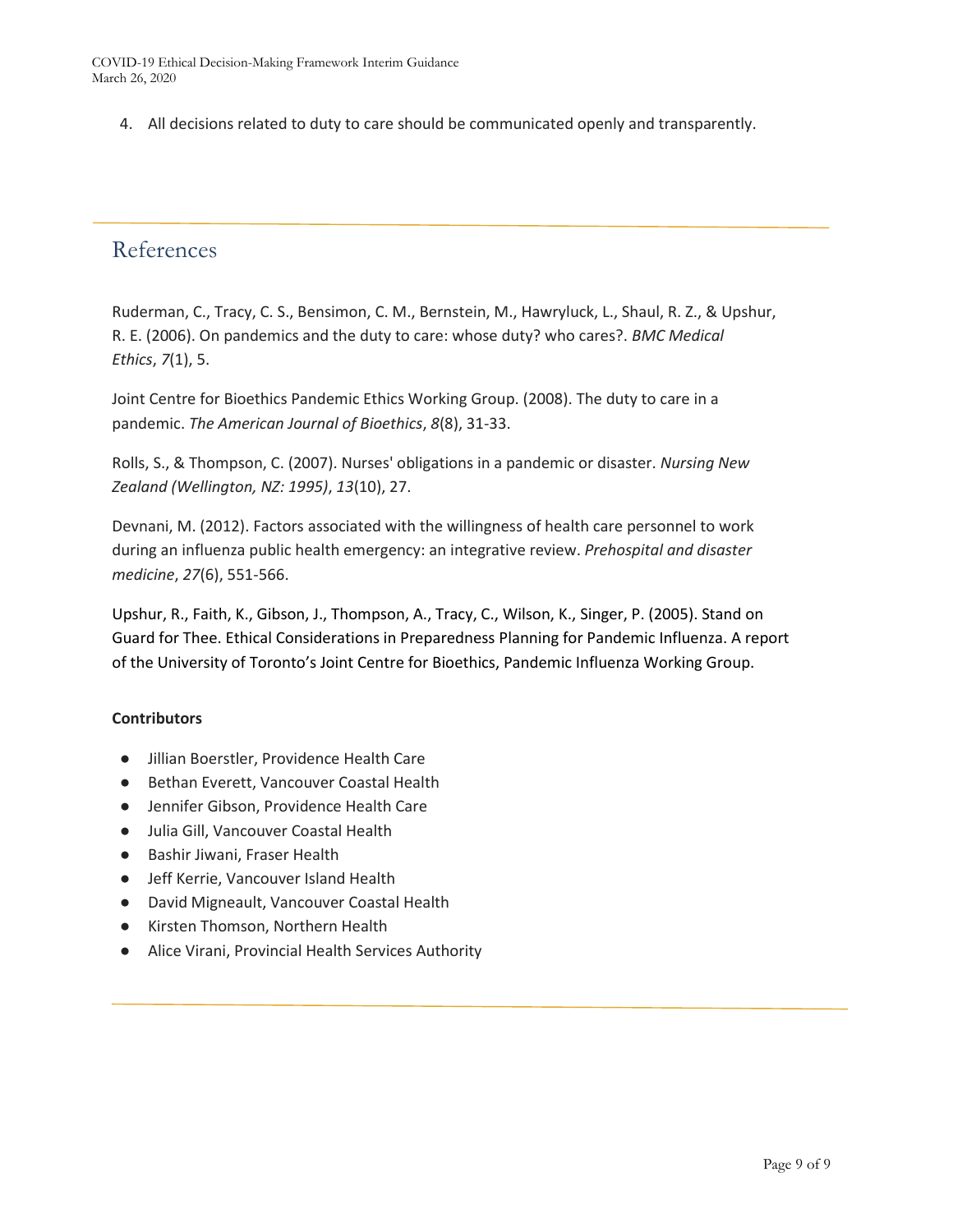4. All decisions related to duty to care should be communicated openly and transparently.

## References

Ruderman, C., Tracy, C. S., Bensimon, C. M., Bernstein, M., Hawryluck, L., Shaul, R. Z., & Upshur, R. E. (2006). On pandemics and the duty to care: whose duty? who cares?. *BMC Medical Ethics*, *7*(1), 5.

Joint Centre for Bioethics Pandemic Ethics Working Group. (2008). The duty to care in a pandemic. *The American Journal of Bioethics*, *8*(8), 31-33.

Rolls, S., & Thompson, C. (2007). Nurses' obligations in a pandemic or disaster. *Nursing New Zealand (Wellington, NZ: 1995)*, *13*(10), 27.

Devnani, M. (2012). Factors associated with the willingness of health care personnel to work during an influenza public health emergency: an integrative review. *Prehospital and disaster medicine*, *27*(6), 551-566.

Upshur, R., Faith, K., Gibson, J., Thompson, A., Tracy, C., Wilson, K., Singer, P. (2005). Stand on Guard for Thee. Ethical Considerations in Preparedness Planning for Pandemic Influenza. A report of the University of Toronto's Joint Centre for Bioethics, Pandemic Influenza Working Group.

**Contributors**

- Jillian Boerstler, Providence Health Care
- Bethan Everett, Vancouver Coastal Health
- Jennifer Gibson, Providence Health Care
- Julia Gill, Vancouver Coastal Health
- Bashir Jiwani, Fraser Health
- Jeff Kerrie, Vancouver Island Health
- David Migneault, Vancouver Coastal Health
- Kirsten Thomson, Northern Health
- Alice Virani, Provincial Health Services Authority